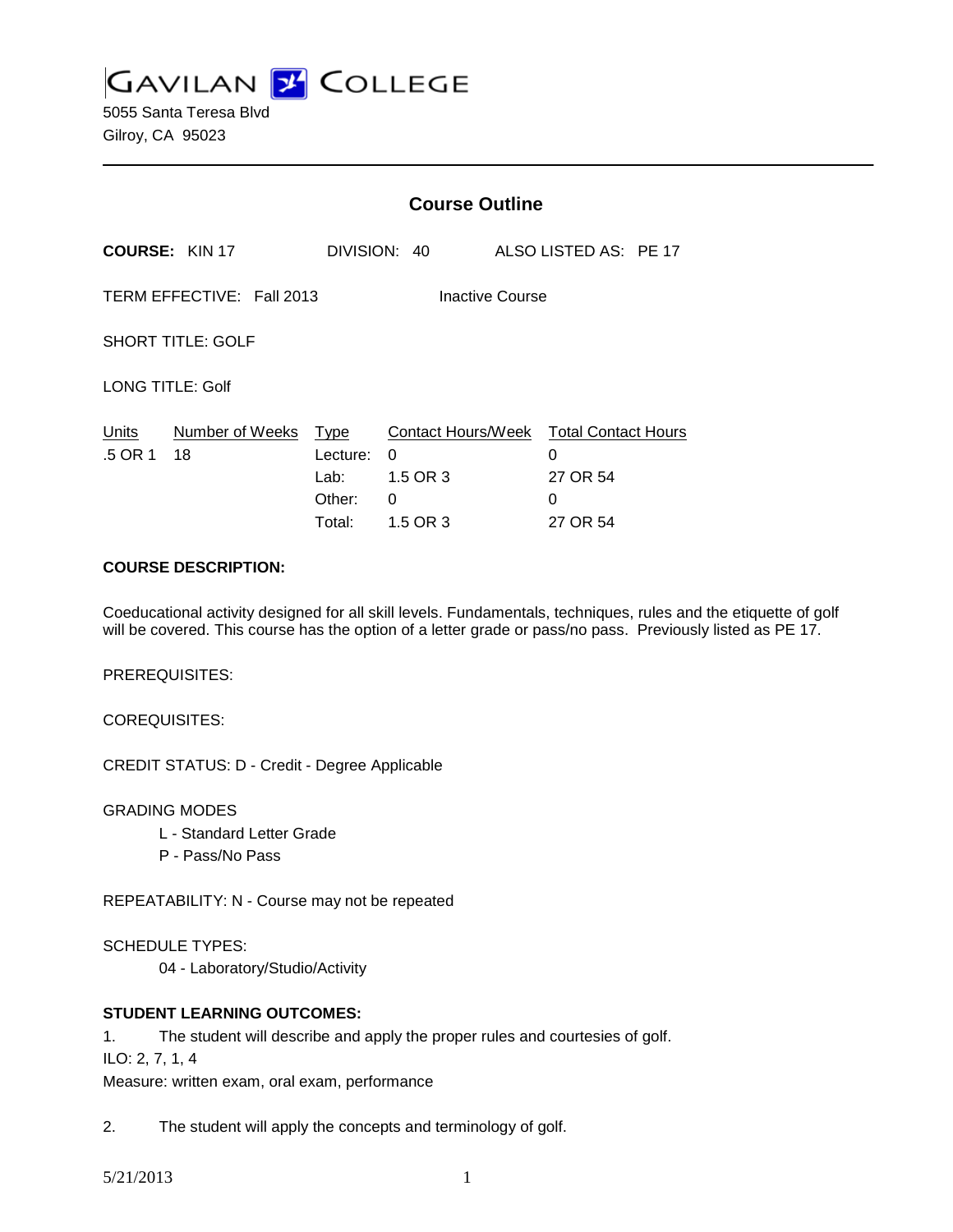# GAVILAN COLLEGE

5055 Santa Teresa Blvd
Gilroy, CA 95023

---

## Course Outline

**COURSE:** KIN 17 DIVISION: 40 ALSO LISTED AS: PE 17

TERM EFFECTIVE: Fall 2013 Inactive Course

SHORT TITLE: GOLF

LONG TITLE: Golf

| Units | Number of Weeks | Type | Contact Hours/Week | Total Contact Hours |
|---|---|---|---|---|
| .5 OR 1 | 18 | Lecture: | 0 | 0 |
| | | Lab: | 1.5 OR 3 | 27 OR 54 |
| | | Other: | 0 | 0 |
| | | Total: | 1.5 OR 3 | 27 OR 54 |

**COURSE DESCRIPTION:**

Coeducational activity designed for all skill levels. Fundamentals, techniques, rules and the etiquette of golf will be covered. This course has the option of a letter grade or pass/no pass. Previously listed as PE 17.

PREREQUISITES:

COREQUISITES:

CREDIT STATUS: D - Credit - Degree Applicable

GRADING MODES

L - Standard Letter Grade
P - Pass/No Pass

REPEATABILITY: N - Course may not be repeated

SCHEDULE TYPES:

04 - Laboratory/Studio/Activity

**STUDENT LEARNING OUTCOMES:**

1. The student will describe and apply the proper rules and courtesies of golf.
ILO: 2, 7, 1, 4
Measure: written exam, oral exam, performance

2. The student will apply the concepts and terminology of golf.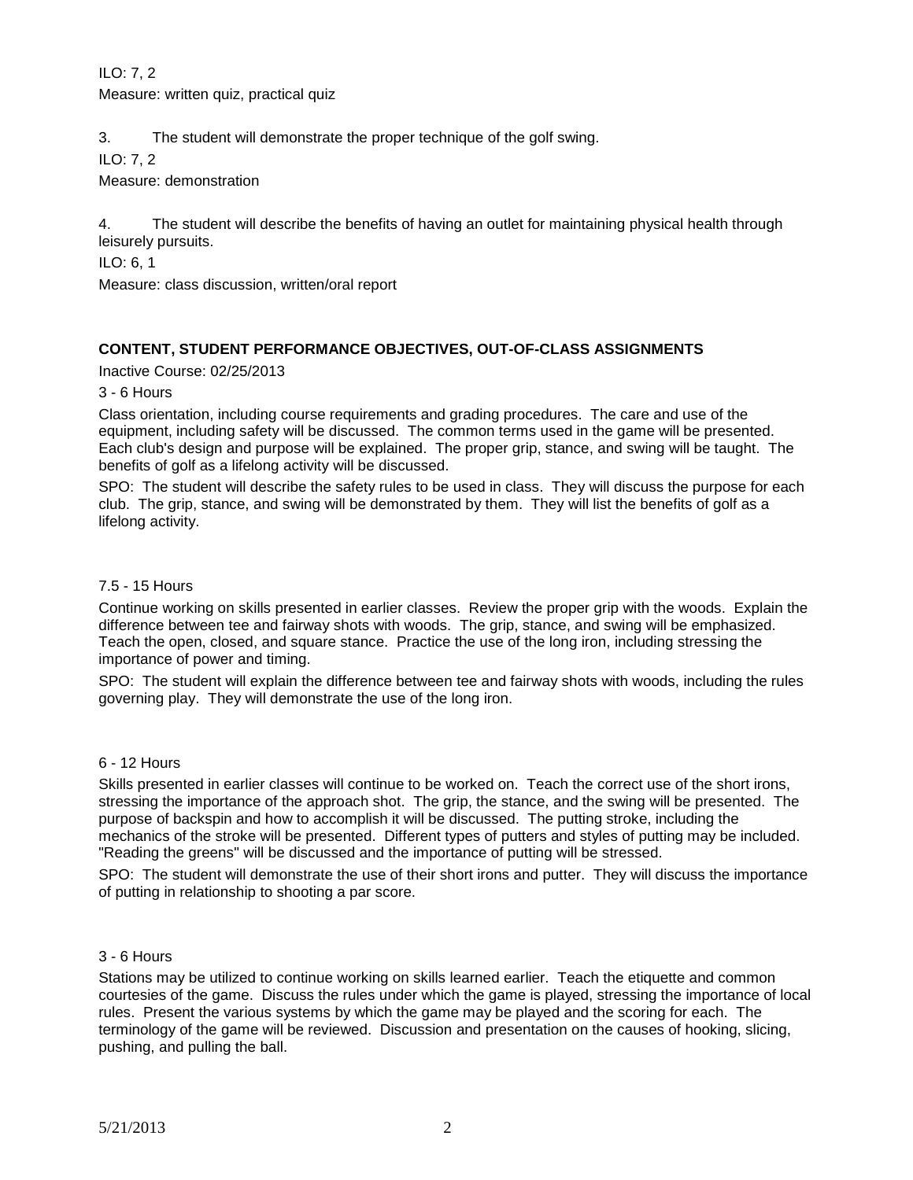ILO: 7, 2

Measure: written quiz, practical quiz

3. The student will demonstrate the proper technique of the golf swing.

ILO: 7, 2

Measure: demonstration

4. The student will describe the benefits of having an outlet for maintaining physical health through leisurely pursuits.

ILO: 6, 1

Measure: class discussion, written/oral report

**CONTENT, STUDENT PERFORMANCE OBJECTIVES, OUT-OF-CLASS ASSIGNMENTS**

Inactive Course: 02/25/2013

3 - 6 Hours

Class orientation, including course requirements and grading procedures. The care and use of the equipment, including safety will be discussed. The common terms used in the game will be presented. Each club's design and purpose will be explained. The proper grip, stance, and swing will be taught. The benefits of golf as a lifelong activity will be discussed.

SPO: The student will describe the safety rules to be used in class. They will discuss the purpose for each club. The grip, stance, and swing will be demonstrated by them. They will list the benefits of golf as a lifelong activity.

7.5 - 15 Hours

Continue working on skills presented in earlier classes. Review the proper grip with the woods. Explain the difference between tee and fairway shots with woods. The grip, stance, and swing will be emphasized. Teach the open, closed, and square stance. Practice the use of the long iron, including stressing the importance of power and timing.

SPO: The student will explain the difference between tee and fairway shots with woods, including the rules governing play. They will demonstrate the use of the long iron.

6 - 12 Hours

Skills presented in earlier classes will continue to be worked on. Teach the correct use of the short irons, stressing the importance of the approach shot. The grip, the stance, and the swing will be presented. The purpose of backspin and how to accomplish it will be discussed. The putting stroke, including the mechanics of the stroke will be presented. Different types of putters and styles of putting may be included. "Reading the greens" will be discussed and the importance of putting will be stressed.

SPO: The student will demonstrate the use of their short irons and putter. They will discuss the importance of putting in relationship to shooting a par score.

3 - 6 Hours

Stations may be utilized to continue working on skills learned earlier. Teach the etiquette and common courtesies of the game. Discuss the rules under which the game is played, stressing the importance of local rules. Present the various systems by which the game may be played and the scoring for each. The terminology of the game will be reviewed. Discussion and presentation on the causes of hooking, slicing, pushing, and pulling the ball.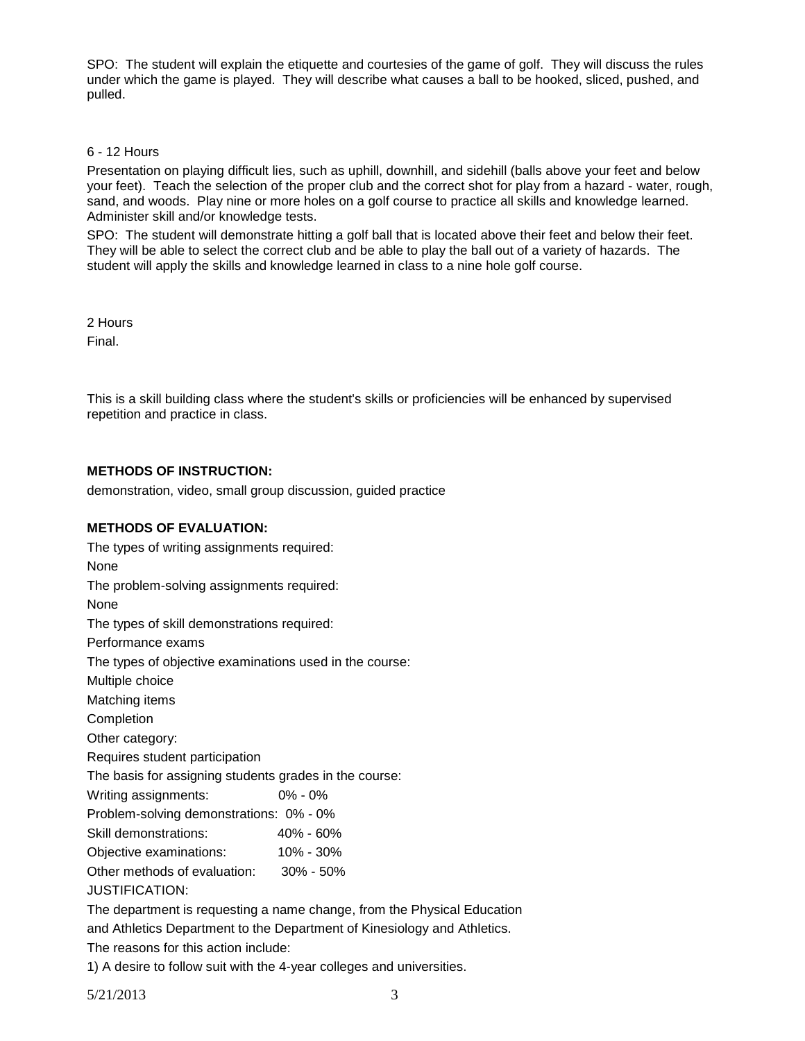SPO: The student will explain the etiquette and courtesies of the game of golf. They will discuss the rules under which the game is played. They will describe what causes a ball to be hooked, sliced, pushed, and pulled.

6 - 12 Hours

Presentation on playing difficult lies, such as uphill, downhill, and sidehill (balls above your feet and below your feet). Teach the selection of the proper club and the correct shot for play from a hazard - water, rough, sand, and woods. Play nine or more holes on a golf course to practice all skills and knowledge learned. Administer skill and/or knowledge tests.

SPO: The student will demonstrate hitting a golf ball that is located above their feet and below their feet. They will be able to select the correct club and be able to play the ball out of a variety of hazards. The student will apply the skills and knowledge learned in class to a nine hole golf course.

2 Hours

Final.

This is a skill building class where the student's skills or proficiencies will be enhanced by supervised repetition and practice in class.

**METHODS OF INSTRUCTION:**

demonstration, video, small group discussion, guided practice

**METHODS OF EVALUATION:**

The types of writing assignments required:

None

The problem-solving assignments required:

None

The types of skill demonstrations required:

Performance exams

The types of objective examinations used in the course:

Multiple choice

Matching items

Completion

Other category:

Requires student participation

The basis for assigning students grades in the course:

Writing assignments: 0% - 0%

Problem-solving demonstrations: 0% - 0%

Skill demonstrations: 40% - 60%

Objective examinations: 10% - 30%

Other methods of evaluation: 30% - 50%

JUSTIFICATION:

The department is requesting a name change, from the Physical Education and Athletics Department to the Department of Kinesiology and Athletics.

The reasons for this action include:

1) A desire to follow suit with the 4-year colleges and universities.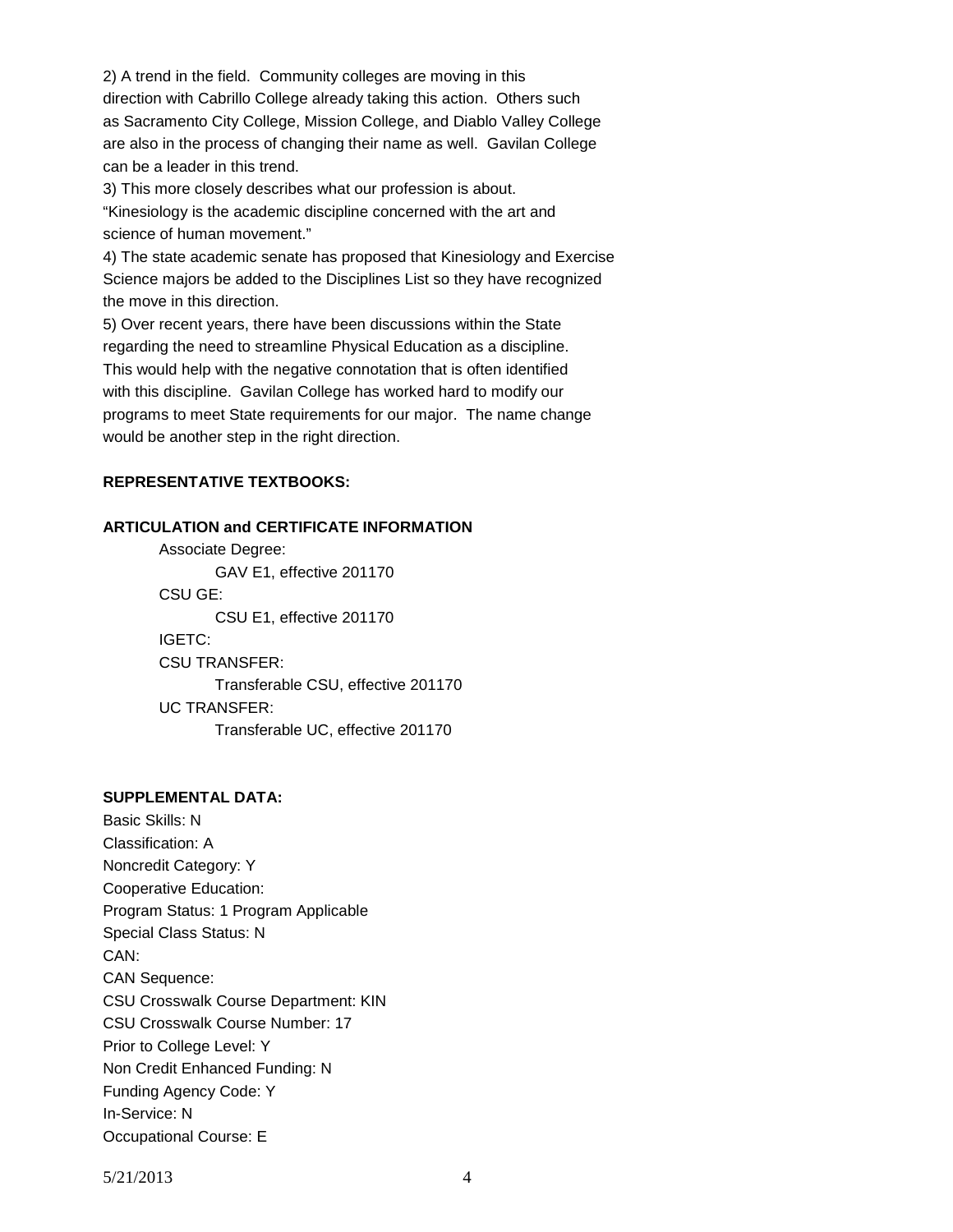2) A trend in the field. Community colleges are moving in this direction with Cabrillo College already taking this action. Others such as Sacramento City College, Mission College, and Diablo Valley College are also in the process of changing their name as well. Gavilan College can be a leader in this trend.

3) This more closely describes what our profession is about. "Kinesiology is the academic discipline concerned with the art and science of human movement."

4) The state academic senate has proposed that Kinesiology and Exercise Science majors be added to the Disciplines List so they have recognized the move in this direction.

5) Over recent years, there have been discussions within the State regarding the need to streamline Physical Education as a discipline. This would help with the negative connotation that is often identified with this discipline. Gavilan College has worked hard to modify our programs to meet State requirements for our major. The name change would be another step in the right direction.

**REPRESENTATIVE TEXTBOOKS:**

**ARTICULATION and CERTIFICATE INFORMATION**

- Associate Degree:
  - GAV E1, effective 201170
- CSU GE:
  - CSU E1, effective 201170
- IGETC:
- CSU TRANSFER:
  - Transferable CSU, effective 201170
- UC TRANSFER:
  - Transferable UC, effective 201170

**SUPPLEMENTAL DATA:**

Basic Skills: N
Classification: A
Noncredit Category: Y
Cooperative Education:
Program Status: 1 Program Applicable
Special Class Status: N
CAN:
CAN Sequence:
CSU Crosswalk Course Department: KIN
CSU Crosswalk Course Number: 17
Prior to College Level: Y
Non Credit Enhanced Funding: N
Funding Agency Code: Y
In-Service: N
Occupational Course: E

5/21/2013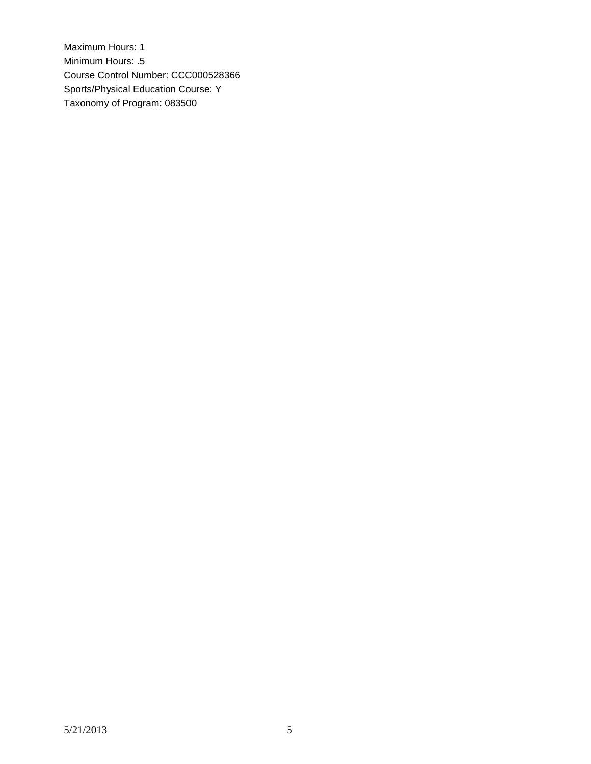Maximum Hours: 1
Minimum Hours: .5
Course Control Number: CCC000528366
Sports/Physical Education Course: Y
Taxonomy of Program: 083500